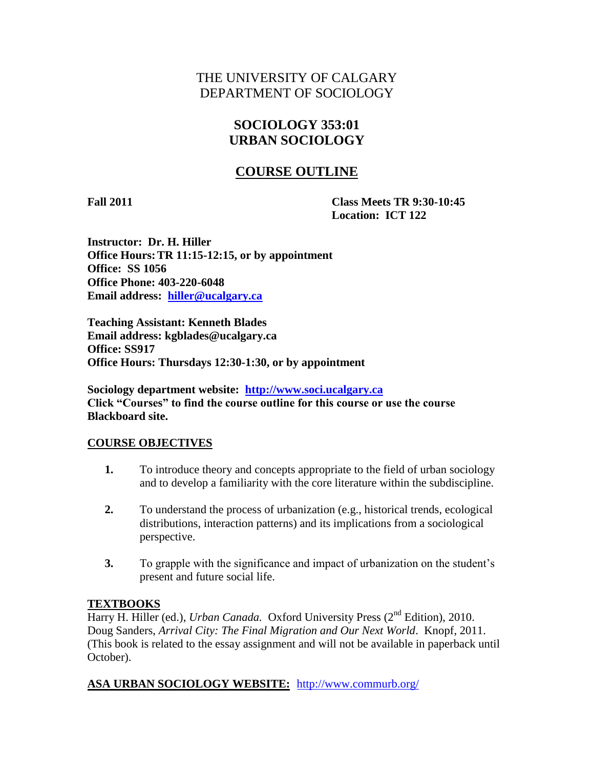# THE UNIVERSITY OF CALGARY
# DEPARTMENT OF SOCIOLOGY

## SOCIOLOGY 353:01
## URBAN SOCIOLOGY

## COURSE OUTLINE

**Fall 2011** **Class Meets TR 9:30-10:45**
**Location: ICT 122**

**Instructor: Dr. H. Hiller**
**Office Hours: TR 11:15-12:15, or by appointment**
**Office: SS 1056**
**Office Phone: 403-220-6048**
**Email address: hiller@ucalgary.ca**

**Teaching Assistant: Kenneth Blades**
**Email address: kgblades@ucalgary.ca**
**Office: SS917**
**Office Hours: Thursdays 12:30-1:30, or by appointment**

**Sociology department website: http://www.soci.ucalgary.ca**
**Click "Courses" to find the course outline for this course or use the course Blackboard site.**

### COURSE OBJECTIVES

1. To introduce theory and concepts appropriate to the field of urban sociology and to develop a familiarity with the core literature within the subdiscipline.

2. To understand the process of urbanization (e.g., historical trends, ecological distributions, interaction patterns) and its implications from a sociological perspective.

3. To grapple with the significance and impact of urbanization on the student's present and future social life.

### TEXTBOOKS

Harry H. Hiller (ed.), *Urban Canada.* Oxford University Press (2nd Edition), 2010.
Doug Sanders, *Arrival City: The Final Migration and Our Next World*. Knopf, 2011. (This book is related to the essay assignment and will not be available in paperback until October).

**ASA URBAN SOCIOLOGY WEBSITE:** http://www.commurb.org/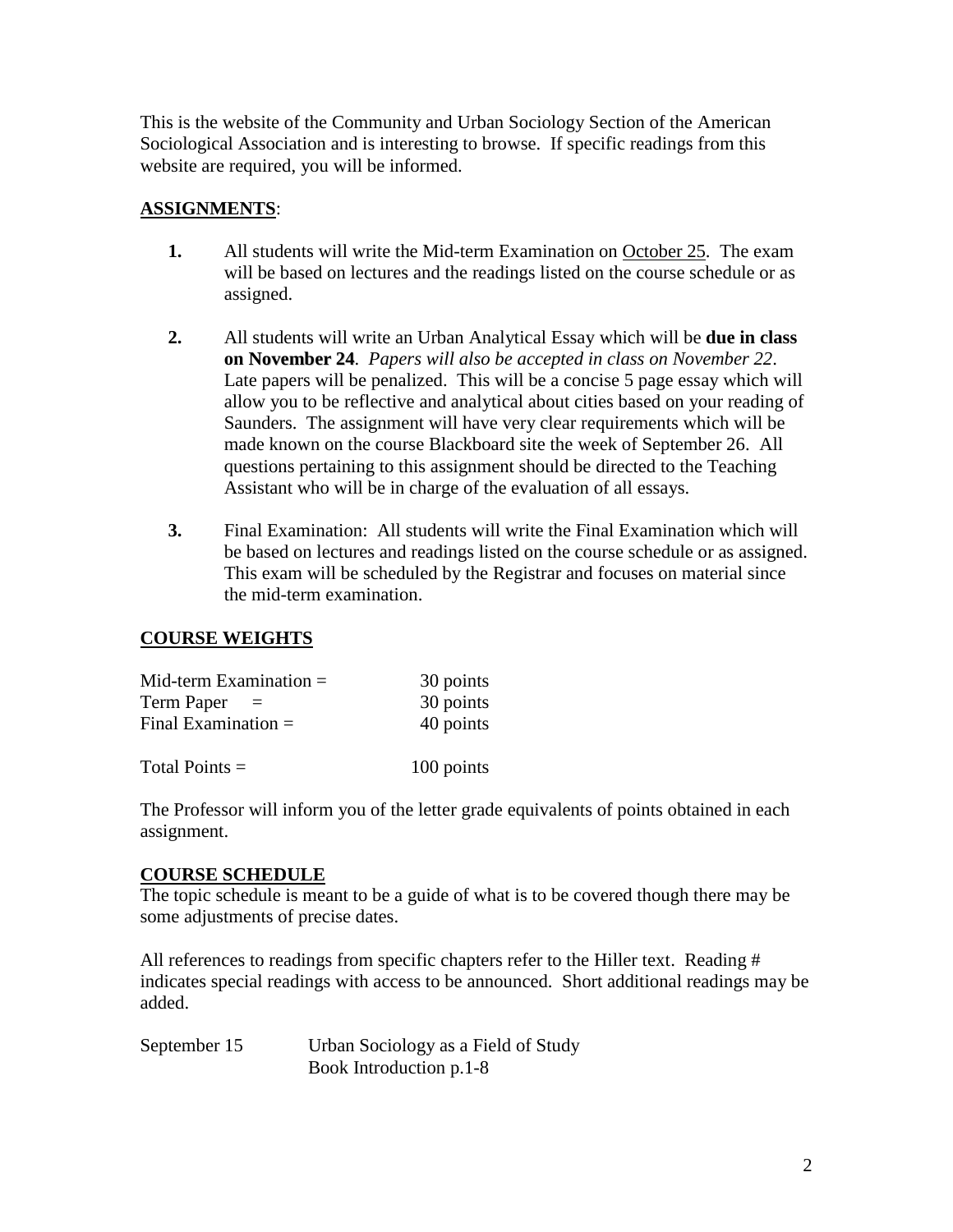This is the website of the Community and Urban Sociology Section of the American Sociological Association and is interesting to browse. If specific readings from this website are required, you will be informed.

## ASSIGNMENTS:

1. All students will write the Mid-term Examination on October 25. The exam will be based on lectures and the readings listed on the course schedule or as assigned.

2. All students will write an Urban Analytical Essay which will be **due in class on November 24**. *Papers will also be accepted in class on November 22*. Late papers will be penalized. This will be a concise 5 page essay which will allow you to be reflective and analytical about cities based on your reading of Saunders. The assignment will have very clear requirements which will be made known on the course Blackboard site the week of September 26. All questions pertaining to this assignment should be directed to the Teaching Assistant who will be in charge of the evaluation of all essays.

3. Final Examination: All students will write the Final Examination which will be based on lectures and readings listed on the course schedule or as assigned. This exam will be scheduled by the Registrar and focuses on material since the mid-term examination.

## COURSE WEIGHTS

| | |
|---|---|
| Mid-term Examination = | 30 points |
| Term Paper = | 30 points |
| Final Examination = | 40 points |
| Total Points = | 100 points |

The Professor will inform you of the letter grade equivalents of points obtained in each assignment.

## COURSE SCHEDULE

The topic schedule is meant to be a guide of what is to be covered though there may be some adjustments of precise dates.

All references to readings from specific chapters refer to the Hiller text. Reading # indicates special readings with access to be announced. Short additional readings may be added.

September 15 — Urban Sociology as a Field of Study
Book Introduction p.1-8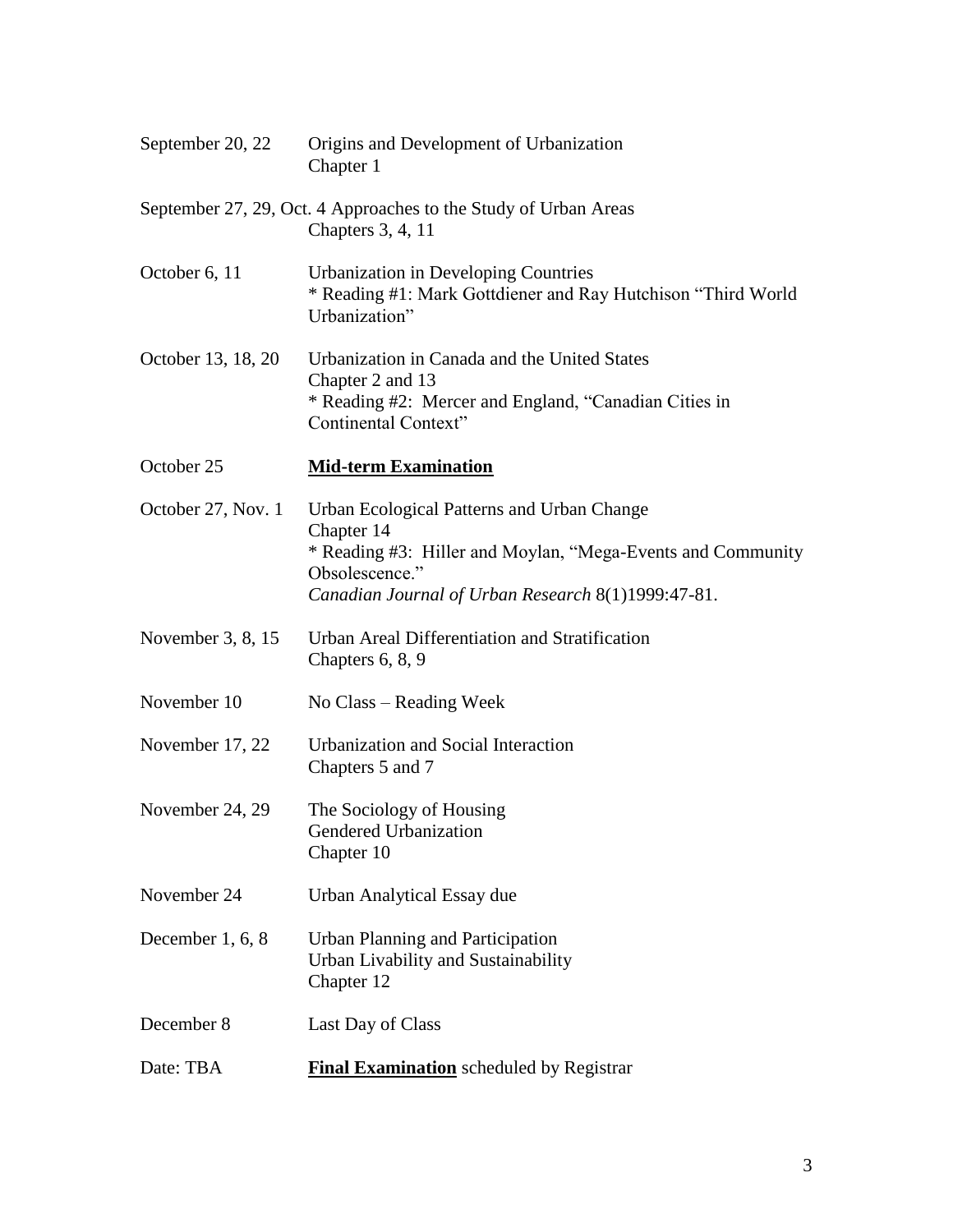| | |
|---|---|
| September 20, 22 | Origins and Development of Urbanization<br>Chapter 1 |
| September 27, 29, Oct. 4 | Approaches to the Study of Urban Areas<br>Chapters 3, 4, 11 |
| October 6, 11 | Urbanization in Developing Countries<br>* Reading #1: Mark Gottdiener and Ray Hutchison "Third World Urbanization" |
| October 13, 18, 20 | Urbanization in Canada and the United States<br>Chapter 2 and 13<br>* Reading #2: Mercer and England, "Canadian Cities in Continental Context" |
| October 25 | **<u>Mid-term Examination</u>** |
| October 27, Nov. 1 | Urban Ecological Patterns and Urban Change<br>Chapter 14<br>* Reading #3: Hiller and Moylan, "Mega-Events and Community Obsolescence."<br>*Canadian Journal of Urban Research* 8(1)1999:47-81. |
| November 3, 8, 15 | Urban Areal Differentiation and Stratification<br>Chapters 6, 8, 9 |
| November 10 | No Class – Reading Week |
| November 17, 22 | Urbanization and Social Interaction<br>Chapters 5 and 7 |
| November 24, 29 | The Sociology of Housing<br>Gendered Urbanization<br>Chapter 10 |
| November 24 | Urban Analytical Essay due |
| December 1, 6, 8 | Urban Planning and Participation<br>Urban Livability and Sustainability<br>Chapter 12 |
| December 8 | Last Day of Class |
| Date: TBA | **<u>Final Examination</u>** scheduled by Registrar |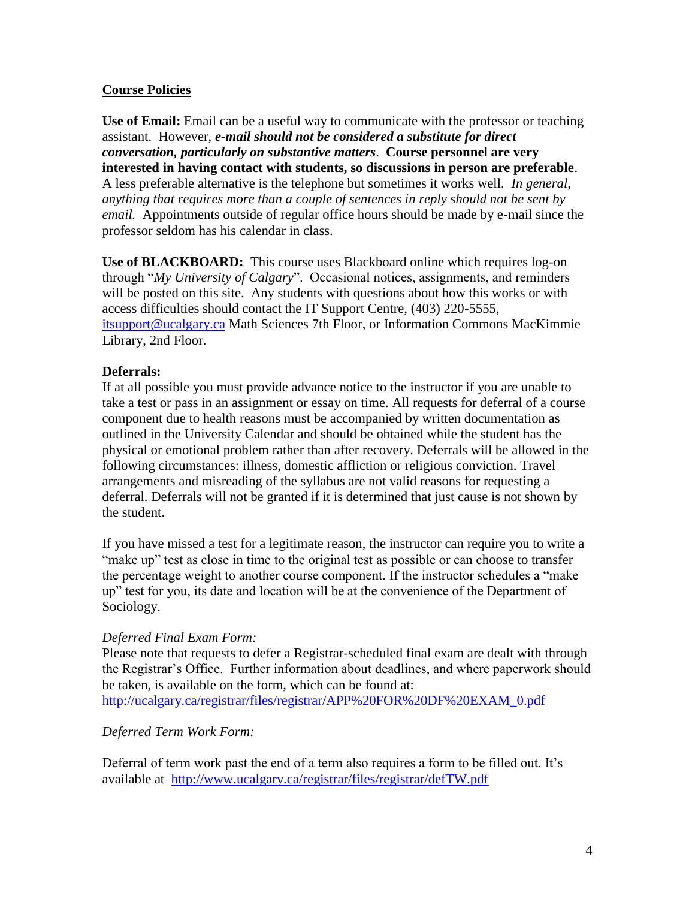## Course Policies

**Use of Email:** Email can be a useful way to communicate with the professor or teaching assistant. However, ***e-mail should not be considered a substitute for direct conversation, particularly on substantive matters***. **Course personnel are very interested in having contact with students, so discussions in person are preferable**. A less preferable alternative is the telephone but sometimes it works well. *In general, anything that requires more than a couple of sentences in reply should not be sent by email.* Appointments outside of regular office hours should be made by e-mail since the professor seldom has his calendar in class.

**Use of BLACKBOARD:** This course uses Blackboard online which requires log-on through "*My University of Calgary*". Occasional notices, assignments, and reminders will be posted on this site. Any students with questions about how this works or with access difficulties should contact the IT Support Centre, (403) 220-5555, itsupport@ucalgary.ca Math Sciences 7th Floor, or Information Commons MacKimmie Library, 2nd Floor.

**Deferrals:**

If at all possible you must provide advance notice to the instructor if you are unable to take a test or pass in an assignment or essay on time. All requests for deferral of a course component due to health reasons must be accompanied by written documentation as outlined in the University Calendar and should be obtained while the student has the physical or emotional problem rather than after recovery. Deferrals will be allowed in the following circumstances: illness, domestic affliction or religious conviction. Travel arrangements and misreading of the syllabus are not valid reasons for requesting a deferral. Deferrals will not be granted if it is determined that just cause is not shown by the student.

If you have missed a test for a legitimate reason, the instructor can require you to write a "make up" test as close in time to the original test as possible or can choose to transfer the percentage weight to another course component. If the instructor schedules a "make up" test for you, its date and location will be at the convenience of the Department of Sociology.

*Deferred Final Exam Form:*

Please note that requests to defer a Registrar-scheduled final exam are dealt with through the Registrar's Office. Further information about deadlines, and where paperwork should be taken, is available on the form, which can be found at:
http://ucalgary.ca/registrar/files/registrar/APP%20FOR%20DF%20EXAM_0.pdf

*Deferred Term Work Form:*

Deferral of term work past the end of a term also requires a form to be filled out. It's available at http://www.ucalgary.ca/registrar/files/registrar/defTW.pdf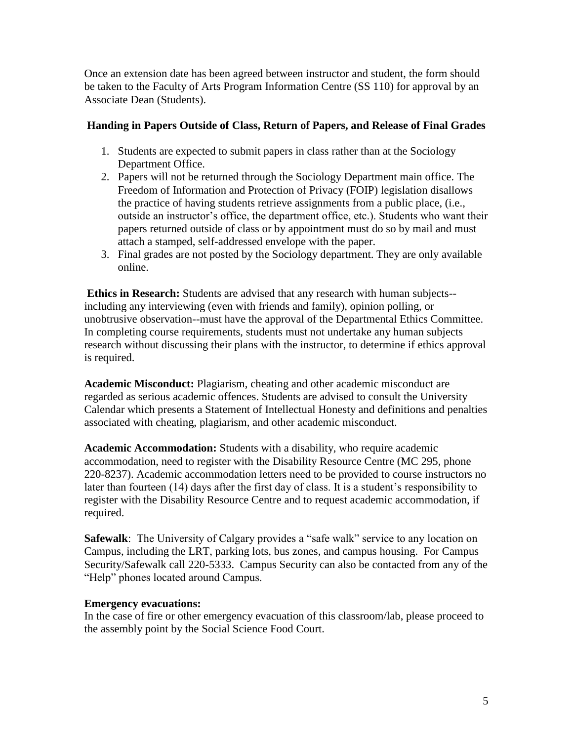Once an extension date has been agreed between instructor and student, the form should be taken to the Faculty of Arts Program Information Centre (SS 110) for approval by an Associate Dean (Students).

### Handing in Papers Outside of Class, Return of Papers, and Release of Final Grades

1. Students are expected to submit papers in class rather than at the Sociology Department Office.
2. Papers will not be returned through the Sociology Department main office. The Freedom of Information and Protection of Privacy (FOIP) legislation disallows the practice of having students retrieve assignments from a public place, (i.e., outside an instructor's office, the department office, etc.). Students who want their papers returned outside of class or by appointment must do so by mail and must attach a stamped, self-addressed envelope with the paper.
3. Final grades are not posted by the Sociology department. They are only available online.

**Ethics in Research:** Students are advised that any research with human subjects--including any interviewing (even with friends and family), opinion polling, or unobtrusive observation--must have the approval of the Departmental Ethics Committee. In completing course requirements, students must not undertake any human subjects research without discussing their plans with the instructor, to determine if ethics approval is required.

**Academic Misconduct:** Plagiarism, cheating and other academic misconduct are regarded as serious academic offences. Students are advised to consult the University Calendar which presents a Statement of Intellectual Honesty and definitions and penalties associated with cheating, plagiarism, and other academic misconduct.

**Academic Accommodation:** Students with a disability, who require academic accommodation, need to register with the Disability Resource Centre (MC 295, phone 220-8237). Academic accommodation letters need to be provided to course instructors no later than fourteen (14) days after the first day of class. It is a student's responsibility to register with the Disability Resource Centre and to request academic accommodation, if required.

**Safewalk**: The University of Calgary provides a "safe walk" service to any location on Campus, including the LRT, parking lots, bus zones, and campus housing. For Campus Security/Safewalk call 220-5333. Campus Security can also be contacted from any of the "Help" phones located around Campus.

**Emergency evacuations:**
In the case of fire or other emergency evacuation of this classroom/lab, please proceed to the assembly point by the Social Science Food Court.